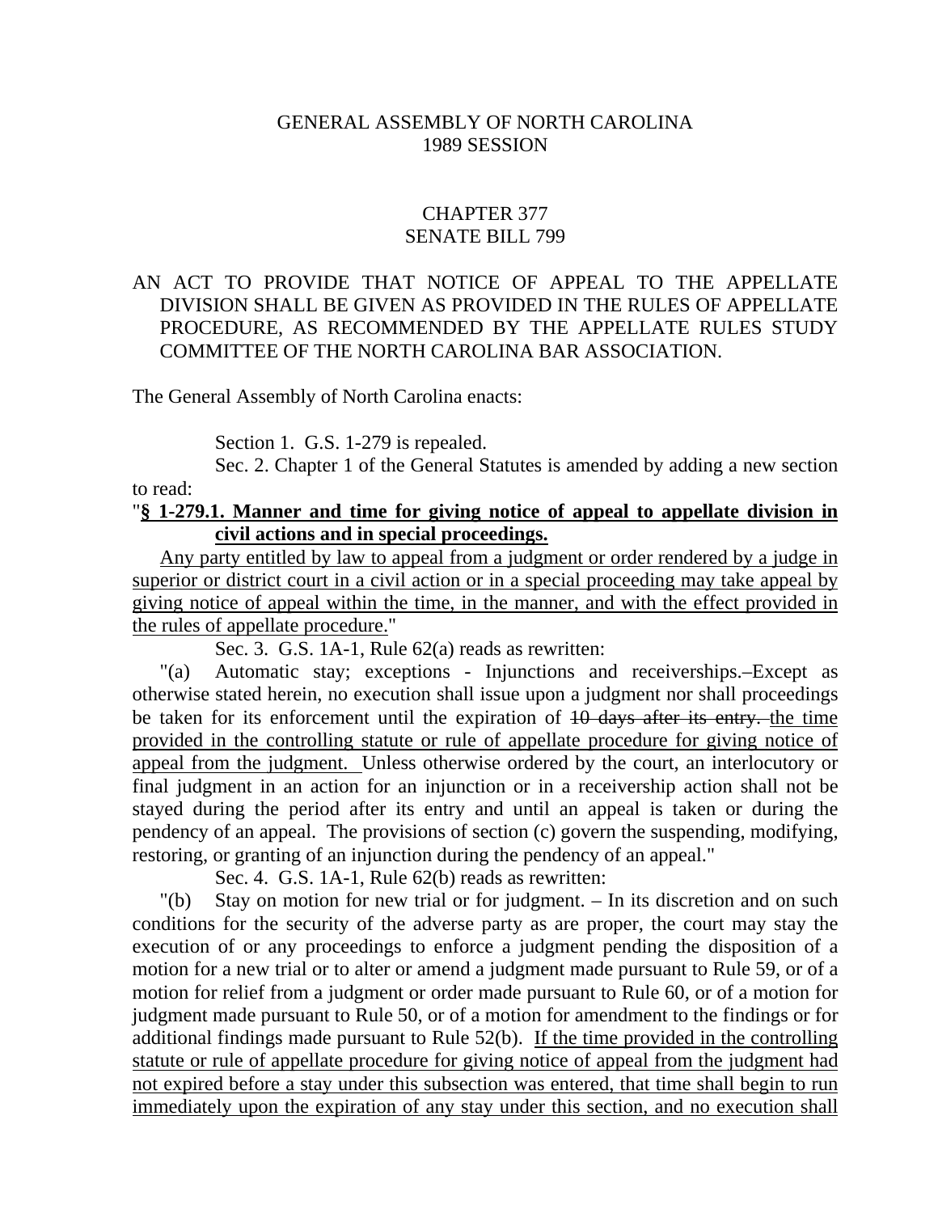GENERAL ASSEMBLY OF NORTH CAROLINA
1989 SESSION

CHAPTER 377
SENATE BILL 799

AN ACT TO PROVIDE THAT NOTICE OF APPEAL TO THE APPELLATE DIVISION SHALL BE GIVEN AS PROVIDED IN THE RULES OF APPELLATE PROCEDURE, AS RECOMMENDED BY THE APPELLATE RULES STUDY COMMITTEE OF THE NORTH CAROLINA BAR ASSOCIATION.

The General Assembly of North Carolina enacts:

Section 1. G.S. 1-279 is repealed.

Sec. 2. Chapter 1 of the General Statutes is amended by adding a new section to read:

"**<u>§ 1-279.1. Manner and time for giving notice of appeal to appellate division in civil actions and in special proceedings.</u>**

<u>Any party entitled by law to appeal from a judgment or order rendered by a judge in superior or district court in a civil action or in a special proceeding may take appeal by giving notice of appeal within the time, in the manner, and with the effect provided in the rules of appellate procedure.</u>"

Sec. 3. G.S. 1A-1, Rule 62(a) reads as rewritten:

"(a) Automatic stay; exceptions - Injunctions and receiverships.–Except as otherwise stated herein, no execution shall issue upon a judgment nor shall proceedings be taken for its enforcement until the expiration of ~~10 days after its entry.~~ <u>the time provided in the controlling statute or rule of appellate procedure for giving notice of appeal from the judgment.</u> Unless otherwise ordered by the court, an interlocutory or final judgment in an action for an injunction or in a receivership action shall not be stayed during the period after its entry and until an appeal is taken or during the pendency of an appeal. The provisions of section (c) govern the suspending, modifying, restoring, or granting of an injunction during the pendency of an appeal."

Sec. 4. G.S. 1A-1, Rule 62(b) reads as rewritten:

"(b) Stay on motion for new trial or for judgment. – In its discretion and on such conditions for the security of the adverse party as are proper, the court may stay the execution of or any proceedings to enforce a judgment pending the disposition of a motion for a new trial or to alter or amend a judgment made pursuant to Rule 59, or of a motion for relief from a judgment or order made pursuant to Rule 60, or of a motion for judgment made pursuant to Rule 50, or of a motion for amendment to the findings or for additional findings made pursuant to Rule 52(b). <u>If the time provided in the controlling statute or rule of appellate procedure for giving notice of appeal from the judgment had not expired before a stay under this subsection was entered, that time shall begin to run immediately upon the expiration of any stay under this section, and no execution shall</u>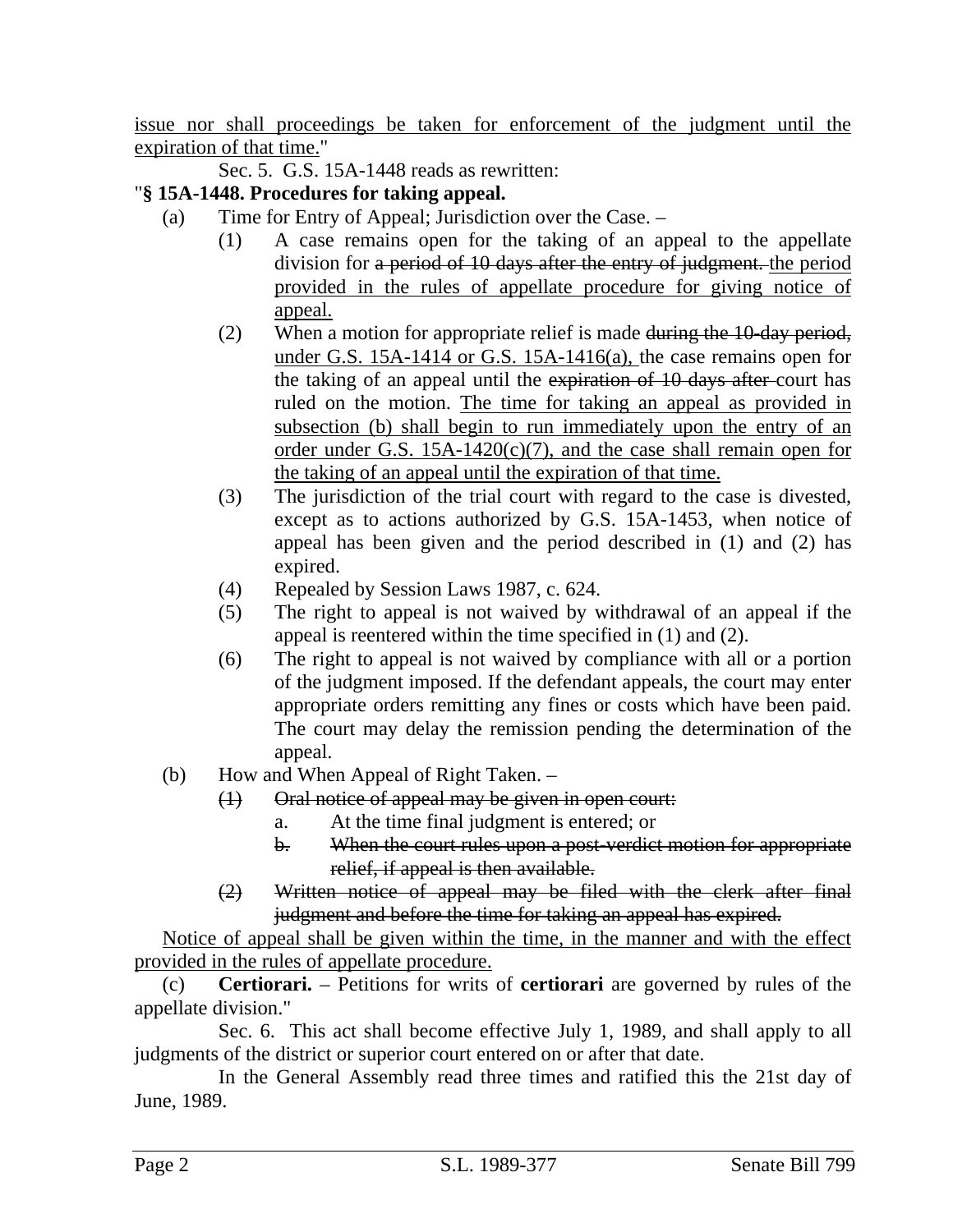issue nor shall proceedings be taken for enforcement of the judgment until the expiration of that time."

Sec. 5. G.S. 15A-1448 reads as rewritten:

"**§ 15A-1448. Procedures for taking appeal.**

(a) Time for Entry of Appeal; Jurisdiction over the Case. –

(1) A case remains open for the taking of an appeal to the appellate division for ~~a period of 10 days after the entry of judgment.~~ the period provided in the rules of appellate procedure for giving notice of appeal.

(2) When a motion for appropriate relief is made ~~during the 10-day period,~~ under G.S. 15A-1414 or G.S. 15A-1416(a), the case remains open for the taking of an appeal until the ~~expiration of 10 days after~~ court has ruled on the motion. The time for taking an appeal as provided in subsection (b) shall begin to run immediately upon the entry of an order under G.S. 15A-1420(c)(7), and the case shall remain open for the taking of an appeal until the expiration of that time.

(3) The jurisdiction of the trial court with regard to the case is divested, except as to actions authorized by G.S. 15A-1453, when notice of appeal has been given and the period described in (1) and (2) has expired.

(4) Repealed by Session Laws 1987, c. 624.

(5) The right to appeal is not waived by withdrawal of an appeal if the appeal is reentered within the time specified in (1) and (2).

(6) The right to appeal is not waived by compliance with all or a portion of the judgment imposed. If the defendant appeals, the court may enter appropriate orders remitting any fines or costs which have been paid. The court may delay the remission pending the determination of the appeal.

(b) How and When Appeal of Right Taken. –

~~(1) Oral notice of appeal may be given in open court:~~

~~a. At the time final judgment is entered; or~~

~~b. When the court rules upon a post-verdict motion for appropriate relief, if appeal is then available.~~

~~(2) Written notice of appeal may be filed with the clerk after final judgment and before the time for taking an appeal has expired.~~

Notice of appeal shall be given within the time, in the manner and with the effect provided in the rules of appellate procedure.

(c) **Certiorari.** – Petitions for writs of **certiorari** are governed by rules of the appellate division."

Sec. 6. This act shall become effective July 1, 1989, and shall apply to all judgments of the district or superior court entered on or after that date.

In the General Assembly read three times and ratified this the 21st day of June, 1989.